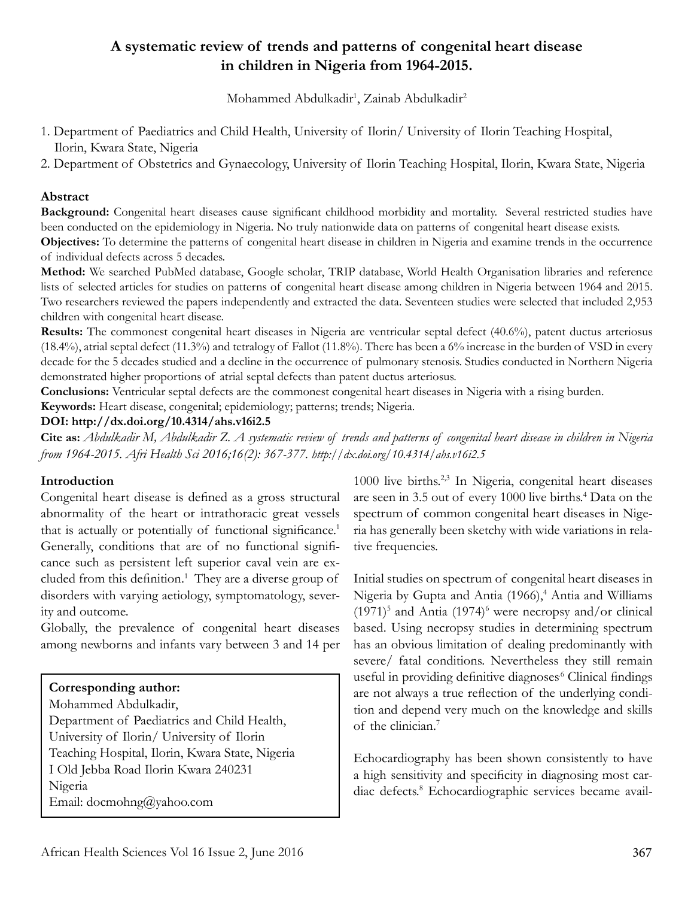# A systematic review of trends and patterns of congenital heart disease in children in Nigeria from 1964-2015.

Mohammed Abdulkadir[1], Zainab Abdulkadir[2]

1. Department of Paediatrics and Child Health, University of Ilorin/ University of Ilorin Teaching Hospital, Ilorin, Kwara State, Nigeria
2. Department of Obstetrics and Gynaecology, University of Ilorin Teaching Hospital, Ilorin, Kwara State, Nigeria

## Abstract

**Background:** Congenital heart diseases cause significant childhood morbidity and mortality. Several restricted studies have been conducted on the epidemiology in Nigeria. No truly nationwide data on patterns of congenital heart disease exists.

**Objectives:** To determine the patterns of congenital heart disease in children in Nigeria and examine trends in the occurrence of individual defects across 5 decades.

**Method:** We searched PubMed database, Google scholar, TRIP database, World Health Organisation libraries and reference lists of selected articles for studies on patterns of congenital heart disease among children in Nigeria between 1964 and 2015. Two researchers reviewed the papers independently and extracted the data. Seventeen studies were selected that included 2,953 children with congenital heart disease.

**Results:** The commonest congenital heart diseases in Nigeria are ventricular septal defect (40.6%), patent ductus arteriosus (18.4%), atrial septal defect (11.3%) and tetralogy of Fallot (11.8%). There has been a 6% increase in the burden of VSD in every decade for the 5 decades studied and a decline in the occurrence of pulmonary stenosis. Studies conducted in Northern Nigeria demonstrated higher proportions of atrial septal defects than patent ductus arteriosus.

**Conclusions:** Ventricular septal defects are the commonest congenital heart diseases in Nigeria with a rising burden.

**Keywords:** Heart disease, congenital; epidemiology; patterns; trends; Nigeria.

**DOI: http://dx.doi.org/10.4314/ahs.v16i2.5**

**Cite as:** *Abdulkadir M, Abdulkadir Z. A systematic review of trends and patterns of congenital heart disease in children in Nigeria from 1964-2015. Afri Health Sci 2016;16(2): 367-377. http://dx.doi.org/10.4314/ahs.v16i2.5*

## Introduction

Congenital heart disease is defined as a gross structural abnormality of the heart or intrathoracic great vessels that is actually or potentially of functional significance.[1] Generally, conditions that are of no functional significance such as persistent left superior caval vein are excluded from this definition.[1] They are a diverse group of disorders with varying aetiology, symptomatology, severity and outcome.

Globally, the prevalence of congenital heart diseases among newborns and infants vary between 3 and 14 per 1000 live births.[2,3] In Nigeria, congenital heart diseases are seen in 3.5 out of every 1000 live births.[4] Data on the spectrum of common congenital heart diseases in Nigeria has generally been sketchy with wide variations in relative frequencies.

Initial studies on spectrum of congenital heart diseases in Nigeria by Gupta and Antia (1966),[4] Antia and Williams (1971)[5] and Antia (1974)[6] were necropsy and/or clinical based. Using necropsy studies in determining spectrum has an obvious limitation of dealing predominantly with severe/ fatal conditions. Nevertheless they still remain useful in providing definitive diagnoses[6] Clinical findings are not always a true reflection of the underlying condition and depend very much on the knowledge and skills of the clinician.[7]

Echocardiography has been shown consistently to have a high sensitivity and specificity in diagnosing most cardiac defects.[8] Echocardiographic services became avail-

**Corresponding author:**
Mohammed Abdulkadir,
Department of Paediatrics and Child Health,
University of Ilorin/ University of Ilorin
Teaching Hospital, Ilorin, Kwara State, Nigeria
I Old Jebba Road Ilorin Kwara 240231
Nigeria
Email: docmohng@yahoo.com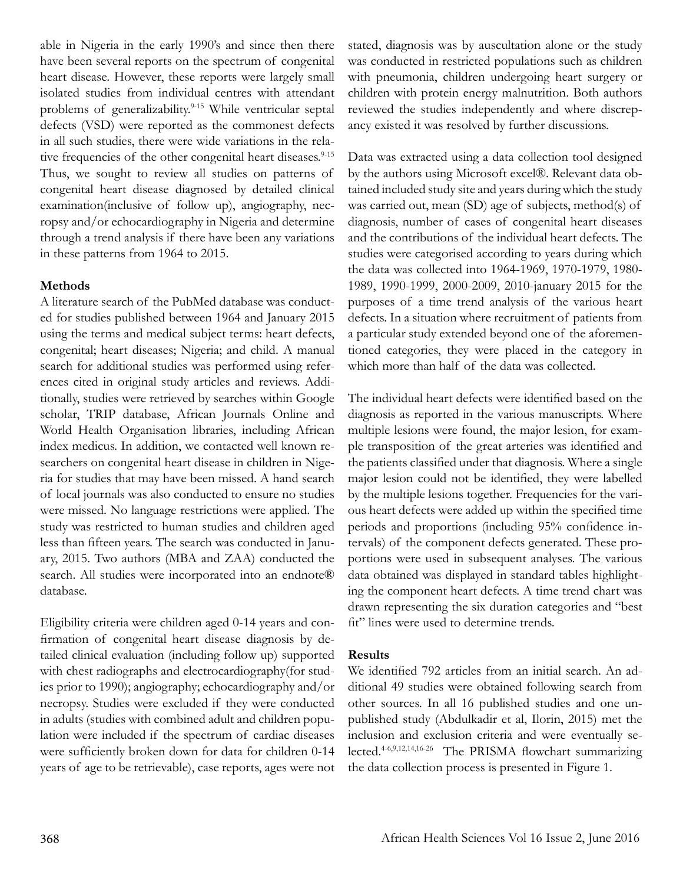able in Nigeria in the early 1990's and since then there have been several reports on the spectrum of congenital heart disease. However, these reports were largely small isolated studies from individual centres with attendant problems of generalizability.[9-15] While ventricular septal defects (VSD) were reported as the commonest defects in all such studies, there were wide variations in the relative frequencies of the other congenital heart diseases.[9-15] Thus, we sought to review all studies on patterns of congenital heart disease diagnosed by detailed clinical examination(inclusive of follow up), angiography, necropsy and/or echocardiography in Nigeria and determine through a trend analysis if there have been any variations in these patterns from 1964 to 2015.

**Methods**

A literature search of the PubMed database was conducted for studies published between 1964 and January 2015 using the terms and medical subject terms: heart defects, congenital; heart diseases; Nigeria; and child. A manual search for additional studies was performed using references cited in original study articles and reviews. Additionally, studies were retrieved by searches within Google scholar, TRIP database, African Journals Online and World Health Organisation libraries, including African index medicus. In addition, we contacted well known researchers on congenital heart disease in children in Nigeria for studies that may have been missed. A hand search of local journals was also conducted to ensure no studies were missed. No language restrictions were applied. The study was restricted to human studies and children aged less than fifteen years. The search was conducted in January, 2015. Two authors (MBA and ZAA) conducted the search. All studies were incorporated into an endnote® database.

Eligibility criteria were children aged 0-14 years and confirmation of congenital heart disease diagnosis by detailed clinical evaluation (including follow up) supported with chest radiographs and electrocardiography(for studies prior to 1990); angiography; echocardiography and/or necropsy. Studies were excluded if they were conducted in adults (studies with combined adult and children population were included if the spectrum of cardiac diseases were sufficiently broken down for data for children 0-14 years of age to be retrievable), case reports, ages were not stated, diagnosis was by auscultation alone or the study was conducted in restricted populations such as children with pneumonia, children undergoing heart surgery or children with protein energy malnutrition. Both authors reviewed the studies independently and where discrepancy existed it was resolved by further discussions.

Data was extracted using a data collection tool designed by the authors using Microsoft excel®. Relevant data obtained included study site and years during which the study was carried out, mean (SD) age of subjects, method(s) of diagnosis, number of cases of congenital heart diseases and the contributions of the individual heart defects. The studies were categorised according to years during which the data was collected into 1964-1969, 1970-1979, 1980-1989, 1990-1999, 2000-2009, 2010-january 2015 for the purposes of a time trend analysis of the various heart defects. In a situation where recruitment of patients from a particular study extended beyond one of the aforementioned categories, they were placed in the category in which more than half of the data was collected.

The individual heart defects were identified based on the diagnosis as reported in the various manuscripts. Where multiple lesions were found, the major lesion, for example transposition of the great arteries was identified and the patients classified under that diagnosis. Where a single major lesion could not be identified, they were labelled by the multiple lesions together. Frequencies for the various heart defects were added up within the specified time periods and proportions (including 95% confidence intervals) of the component defects generated. These proportions were used in subsequent analyses. The various data obtained was displayed in standard tables highlighting the component heart defects. A time trend chart was drawn representing the six duration categories and "best fit" lines were used to determine trends.

**Results**

We identified 792 articles from an initial search. An additional 49 studies were obtained following search from other sources. In all 16 published studies and one unpublished study (Abdulkadir et al, Ilorin, 2015) met the inclusion and exclusion criteria and were eventually selected.[4-6,9,12,14,16-26] The PRISMA flowchart summarizing the data collection process is presented in Figure 1.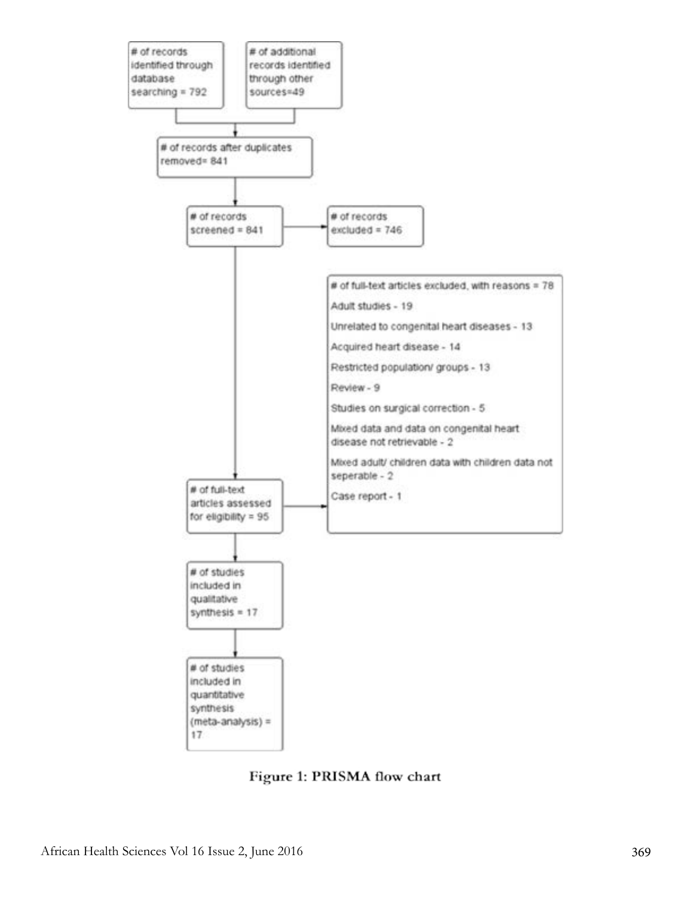# of records identified through database searching = 792

# of additional records identified through other sources=49

# of records after duplicates removed= 841

# of records screened = 841

# of records excluded = 746

# of full-text articles assessed for eligibility = 95

# of full-text articles excluded, with reasons = 78

- Adult studies - 19
- Unrelated to congenital heart diseases - 13
- Acquired heart disease - 14
- Restricted population/ groups - 13
- Review - 9
- Studies on surgical correction - 5
- Mixed data and data on congenital heart disease not retrievable - 2
- Mixed adult/ children data with children data not seperable - 2
- Case report - 1

# of studies included in qualitative synthesis = 17

# of studies included in quantitative synthesis (meta-analysis) = 17

**Figure 1: PRISMA flow chart**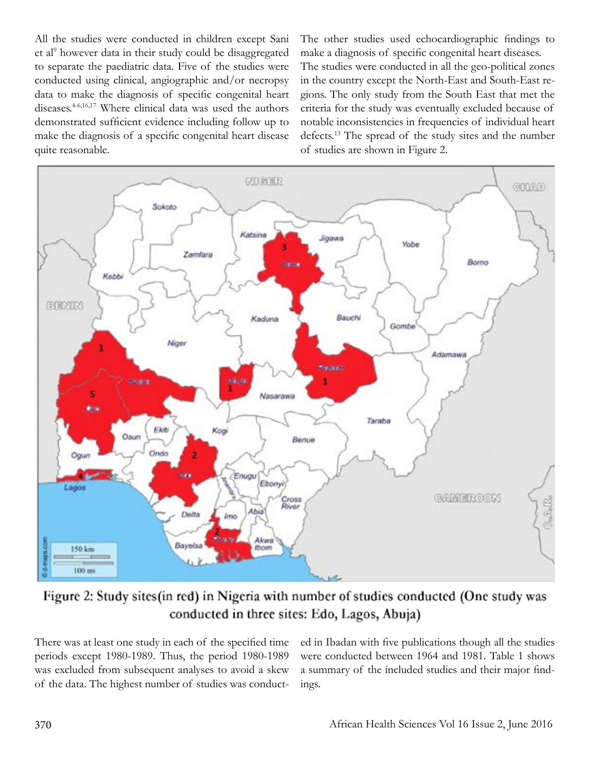All the studies were conducted in children except Sani et al[9] however data in their study could be disaggregated to separate the paediatric data. Five of the studies were conducted using clinical, angiographic and/or necropsy data to make the diagnosis of specific congenital heart diseases.[4-6,16,17] Where clinical data was used the authors demonstrated sufficient evidence including follow up to make the diagnosis of a specific congenital heart disease quite reasonable.

The other studies used echocardiographic findings to make a diagnosis of specific congenital heart diseases.

The studies were conducted in all the geo-political zones in the country except the North-East and South-East regions. The only study from the South East that met the criteria for the study was eventually excluded because of notable inconsistencies in frequencies of individual heart defects.[13] The spread of the study sites and the number of studies are shown in Figure 2.

Figure 2: Study sites(in red) in Nigeria with number of studies conducted (One study was conducted in three sites: Edo, Lagos, Abuja)

There was at least one study in each of the specified time periods except 1980-1989. Thus, the period 1980-1989 was excluded from subsequent analyses to avoid a skew of the data. The highest number of studies was conducted in Ibadan with five publications though all the studies were conducted between 1964 and 1981. Table 1 shows a summary of the included studies and their major findings.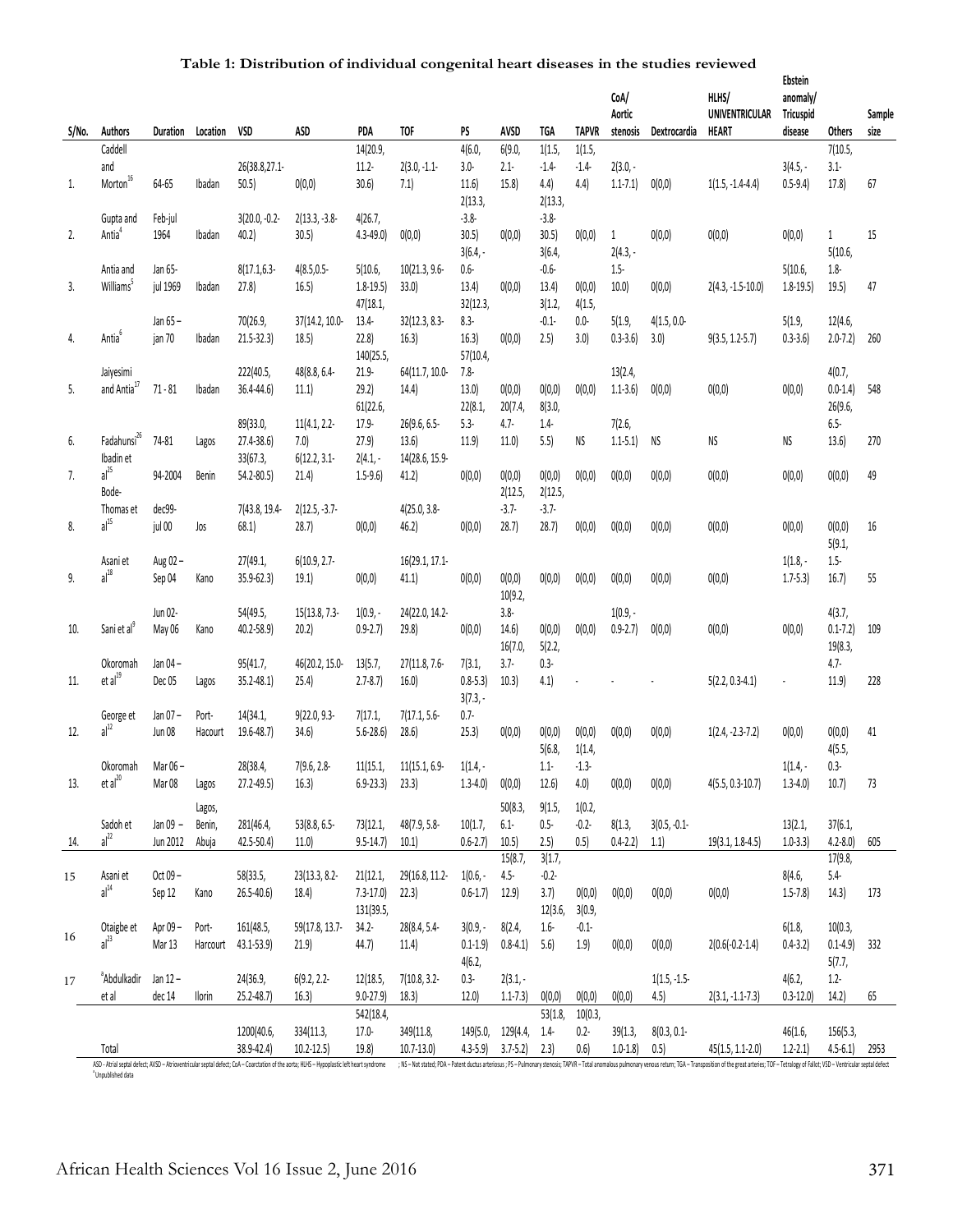**Table 1: Distribution of individual congenital heart diseases in the studies reviewed**

| S/No. | Authors | Duration | Location | VSD | ASD | PDA | TOF | PS | AVSD | TGA | TAPVR | CoA/ Aortic stenosis | Dextrocardia | HLHS/ UNIVENTRICULAR HEART | Ebstein anomaly/ Tricuspid disease | Others | Sample size |
|---|---|---|---|---|---|---|---|---|---|---|---|---|---|---|---|---|---|
| 1. | Caddell and Morton[16] | 64-65 | Ibadan | 26(38.8,27.1-50.5) | 0(0,0) | 14(20.9, 11.2-30.6) | 2(3.0, -1.1-7.1) | 4(6.0, 3.0-11.6) | 6(9.0, 2.1-15.8) | 1(1.5, -1.4-4.4) | 1(1.5, -1.4-4.4) | 2(3.0, -1.1-7.1) | 0(0,0) | 1(1.5, -1.4-4.4) | 3(4.5, -0.5-9.4) | 7(10.5, 3.1-17.8) | 67 |
| 2. | Gupta and Antia[4] | Feb-jul 1964 | Ibadan | 3(20.0, -0.2-40.2) | 2(13.3, -3.8-30.5) | 4(26.7, 4.3-49.0) | 0(0,0) | 2(13.3, -3.8-30.5) | 0(0,0) | 2(13.3, -3.8-30.5) | 0(0,0) | 1 | 0(0,0) | 0(0,0) | 0(0,0) | 1 | 15 |
| 3. | Antia and Williams[5] | Jan 65-jul 1969 | Ibadan | 8(17.1,6.3-27.8) | 4(8.5,0.5-16.5) | 5(10.6, 1.8-19.5) | 10(21.3, 9.6-33.0) | 3(6.4, -0.6-13.4) | 0(0,0) | 3(6.4, -0.6-13.4) | 0(0,0) | 2(4.3, -1.5-10.0) | 0(0,0) | 2(4.3, -1.5-10.0) | 5(10.6, 1.8-19.5) | 5(10.6, 1.8-19.5) | 47 |
| 4. | Antia[6] | Jan 65 – jan 70 | Ibadan | 70(26.9, 21.5-32.3) | 37(14.2, 10.0-18.5) | 47(18.1, 13.4-22.8) | 32(12.3, 8.3-16.3) | 32(12.3, 8.3-16.3) | 0(0,0) | 3(1.2, -0.1-2.5) | 4(1.5, 0.0-3.0) | 5(1.9, 0.3-3.6) | 4(1.5, 0.0-3.0) | 9(3.5, 1.2-5.7) | 5(1.9, 0.3-3.6) | 12(4.6, 2.0-7.2) | 260 |
| 5. | Jaiyesimi and Antia[17] | 71 - 81 | Ibadan | 222(40.5, 36.4-44.6) | 48(8.8, 6.4-11.1) | 140(25.5, 21.9-29.2) | 64(11.7, 10.0-14.4) | 57(10.4, 7.8-13.0) | 0(0,0) | 0(0,0) | 0(0,0) | 13(2.4, 1.1-3.6) | 0(0,0) | 0(0,0) | 0(0,0) | 4(0.7, 0.0-1.4) | 548 |
| 6. | Fadahunsi[26] | 74-81 | Lagos | 89(33.0, 27.4-38.6) | 11(4.1, 2.2-7.0) | 61(22.6, 17.9-27.9) | 26(9.6, 6.5-13.6) | 22(8.1, 5.3-11.9) | 20(7.4, 4.7-11.0) | 8(3.0, 1.4-5.5) | NS | 7(2.6, 1.1-5.1) | NS | NS | NS | 26(9.6, 6.5-13.6) | 270 |
| 7. | Ibadin et al[25] | 94-2004 | Benin | 33(67.3, 54.2-80.5) | 6(12.2, 3.1-21.4) | 2(4.1, -1.5-9.6) | 14(28.6, 15.9-41.2) | 0(0,0) | 0(0,0) | 0(0,0) | 0(0,0) | 0(0,0) | 0(0,0) | 0(0,0) | 0(0,0) | 0(0,0) | 49 |
| 8. | Bode-Thomas et al[15] | dec99-jul 00 | Jos | 7(43.8, 19.4-68.1) | 2(12.5, -3.7-28.7) | 0(0,0) | 4(25.0, 3.8-46.2) | 0(0,0) | 2(12.5, -3.7-28.7) | 2(12.5, -3.7-28.7) | 0(0,0) | 0(0,0) | 0(0,0) | 0(0,0) | 0(0,0) | 0(0,0) | 16 |
| 9. | Asani et al[18] | Aug 02 – Sep 04 | Kano | 27(49.1, 35.9-62.3) | 6(10.9, 2.7-19.1) | 0(0,0) | 16(29.1, 17.1-41.1) | 0(0,0) | 0(0,0) | 0(0,0) | 0(0,0) | 0(0,0) | 0(0,0) | 0(0,0) | 1(1.8, -1.7-5.3) | 5(9.1, 1.5-16.7) | 55 |
| 10. | Sani et al[9] | Jun 02-May 06 | Kano | 54(49.5, 40.2-58.9) | 15(13.8, 7.3-20.2) | 1(0.9, -0.9-2.7) | 24(22.0, 14.2-29.8) | 0(0,0) | 10(9.2, 3.8-14.6) | 0(0,0) | 0(0,0) | 1(0.9, -0.9-2.7) | 0(0,0) | 0(0,0) | 0(0,0) | 4(3.7, 0.1-7.2) | 109 |
| 11. | Okoromah et al[19] | Jan 04 – Dec 05 | Lagos | 95(41.7, 35.2-48.1) | 46(20.2, 15.0-25.4) | 13(5.7, 2.7-8.7) | 27(11.8, 7.6-16.0) | 7(3.1, 0.8-5.3) | 16(7.0, 3.7-10.3) | 5(2.2, 0.3-4.1) | - | - | - | 5(2.2, 0.3-4.1) | - | 19(8.3, 4.7-11.9) | 228 |
| 12. | George et al[12] | Jan 07 – Jun 08 | Port-Hacourt | 14(34.1, 19.6-48.7) | 9(22.0, 9.3-34.6) | 7(17.1, 5.6-28.6) | 7(17.1, 5.6-28.6) | 3(7.3, -0.7-25.3) | 0(0,0) | 0(0,0) | 0(0,0) | 0(0,0) | 0(0,0) | 1(2.4, -2.3-7.2) | 0(0,0) | 0(0,0) | 41 |
| 13. | Okoromah et al[20] | Mar 06 – Mar 08 | Lagos | 28(38.4, 27.2-49.5) | 7(9.6, 2.8-16.3) | 11(15.1, 6.9-23.3) | 11(15.1, 6.9-23.3) | 1(1.4, -1.3-4.0) | 0(0,0) | 5(6.8, 1.1-12.6) | 1(1.4, -1.3-4.0) | 0(0,0) | 0(0,0) | 4(5.5, 0.3-10.7) | 1(1.4, -1.3-4.0) | 4(5.5, 0.3-10.7) | 73 |
| 14. | Sadoh et al[22] | Jan 09 – Jun 2012 | Lagos, Benin, Abuja | 281(46.4, 42.5-50.4) | 53(8.8, 6.5-11.0) | 73(12.1, 9.5-14.7) | 48(7.9, 5.8-10.1) | 10(1.7, 0.6-2.7) | 50(8.3, 6.1-10.5) | 9(1.5, 0.5-2.5) | 1(0.2, -0.2-0.5) | 8(1.3, 0.4-2.2) | 3(0.5, -0.1-1.1) | 19(3.1, 1.8-4.5) | 13(2.1, 1.0-3.3) | 37(6.1, 4.2-8.0) | 605 |
| 15 | Asani et al[14] | Oct 09 – Sep 12 | Kano | 58(33.5, 26.5-40.6) | 23(13.3, 8.2-18.4) | 21(12.1, 7.3-17.0) | 29(16.8, 11.2-22.3) | 1(0.6, -0.6-1.7) | 15(8.7, 4.5-12.9) | 3(1.7, -0.2-3.7) | 0(0,0) | 0(0,0) | 0(0,0) | 0(0,0) | 8(4.6, 1.5-7.8) | 17(9.8, 5.4-14.3) | 173 |
| 16 | Otaigbe et al[23] | Apr 09 – Mar 13 | Port-Harcourt | 161(48.5, 43.1-53.9) | 59(17.8, 13.7-21.9) | 131(39.5, 34.2-44.7) | 28(8.4, 5.4-11.4) | 3(0.9, -0.1-1.9) | 8(2.4, 0.8-4.1) | 12(3.6, 1.6-5.6) | 3(0.9, -0.1-1.9) | 0(0,0) | 0(0,0) | 2(0.6(-0.2-1.4) | 6(1.8, 0.4-3.2) | 10(0.3, 0.1-4.9) | 332 |
| 17 | [a]Abdulkadir et al | Jan 12 – dec 14 | Ilorin | 24(36.9, 25.2-48.7) | 6(9.2, 2.2-16.3) | 12(18.5, 9.0-27.9) | 7(10.8, 3.2-18.3) | 4(6.2, 0.3-12.0) | 2(3.1, -1.1-7.3) | 0(0,0) | 0(0,0) | 0(0,0) | 1(1.5, -1.5-4.5) | 2(3.1, -1.1-7.3) | 4(6.2, 0.3-12.0) | 5(7.7, 1.2-14.2) | 65 |
| | Total | | | 1200(40.6, 38.9-42.4) | 334(11.3, 10.2-12.5) | 542(18.4, 17.0-19.8) | 349(11.8, 10.7-13.0) | 149(5.0, 4.3-5.9) | 129(4.4, 3.7-5.2) | 53(1.8, 1.4-2.3) | 10(0.3, 0.2-0.6) | 39(1.3, 1.0-1.8) | 8(0.3, 0.1-0.5) | 45(1.5, 1.1-2.0) | 46(1.6, 1.2-2.1) | 156(5.3, 4.5-6.1) | 2953 |

ASD - Atrial septal defect; AVSD – Atrioventricular septal defect; CoA – Coarctation of the aorta; HLHS – Hypoplastic left heart syndrome ; NS – Not stated; PDA – Patent ductus arteriosus ; PS – Pulmonary stenosis; TAPVR – Total anomalous pulmonary venous return; TGA – Transposition of the great arteries; TOF – Tetralogy of Fallot; VSD – Ventricular septal defect
[a]Unpublished data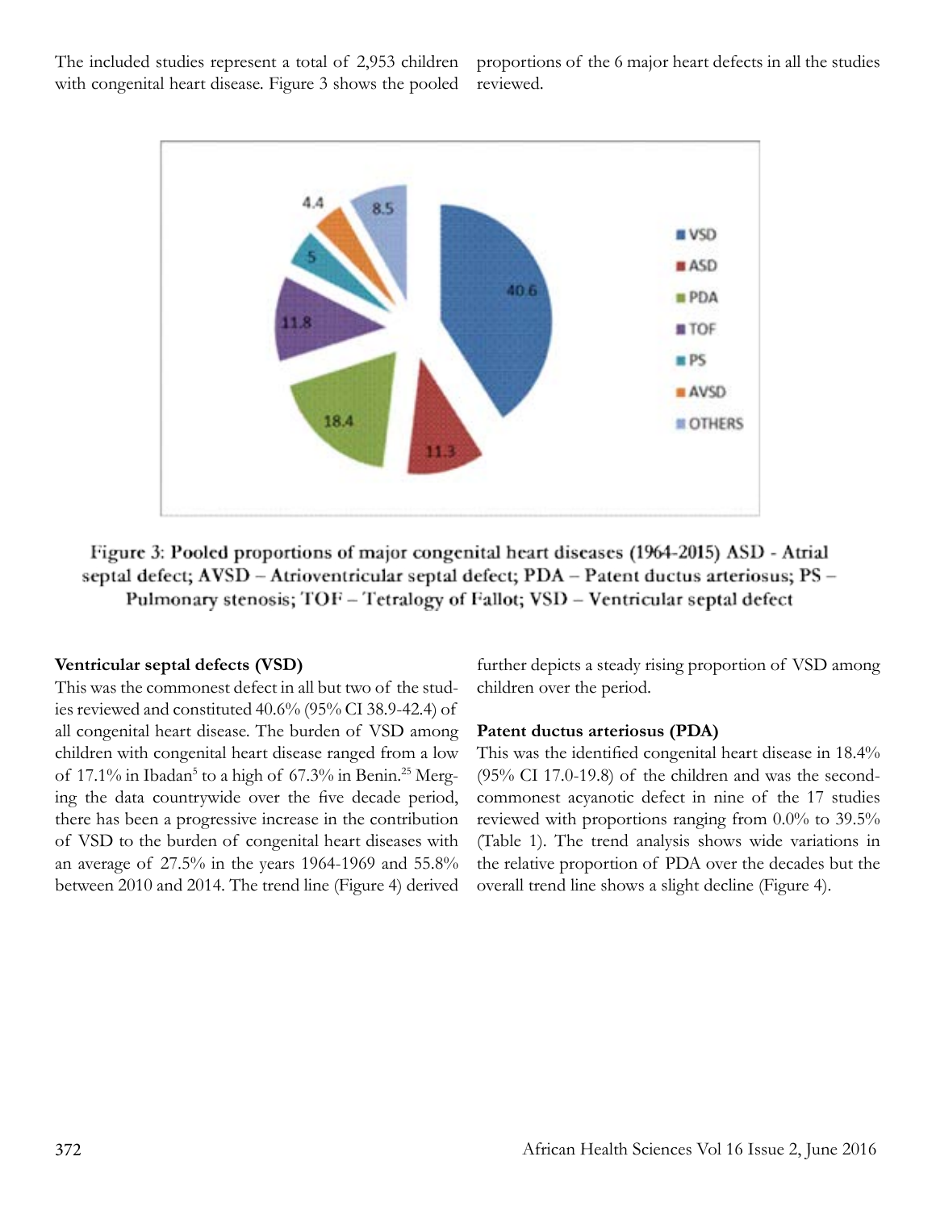The included studies represent a total of 2,953 children with congenital heart disease. Figure 3 shows the pooled proportions of the 6 major heart defects in all the studies reviewed.

Figure 3: Pooled proportions of major congenital heart diseases (1964-2015) ASD - Atrial septal defect; AVSD – Atrioventricular septal defect; PDA – Patent ductus arteriosus; PS – Pulmonary stenosis; TOF – Tetralogy of Fallot; VSD – Ventricular septal defect

**Ventricular septal defects (VSD)**

This was the commonest defect in all but two of the studies reviewed and constituted 40.6% (95% CI 38.9-42.4) of all congenital heart disease. The burden of VSD among children with congenital heart disease ranged from a low of 17.1% in Ibadan[5] to a high of 67.3% in Benin.[25] Merging the data countrywide over the five decade period, there has been a progressive increase in the contribution of VSD to the burden of congenital heart diseases with an average of 27.5% in the years 1964-1969 and 55.8% between 2010 and 2014. The trend line (Figure 4) derived further depicts a steady rising proportion of VSD among children over the period.

**Patent ductus arteriosus (PDA)**

This was the identified congenital heart disease in 18.4% (95% CI 17.0-19.8) of the children and was the second-commonest acyanotic defect in nine of the 17 studies reviewed with proportions ranging from 0.0% to 39.5% (Table 1). The trend analysis shows wide variations in the relative proportion of PDA over the decades but the overall trend line shows a slight decline (Figure 4).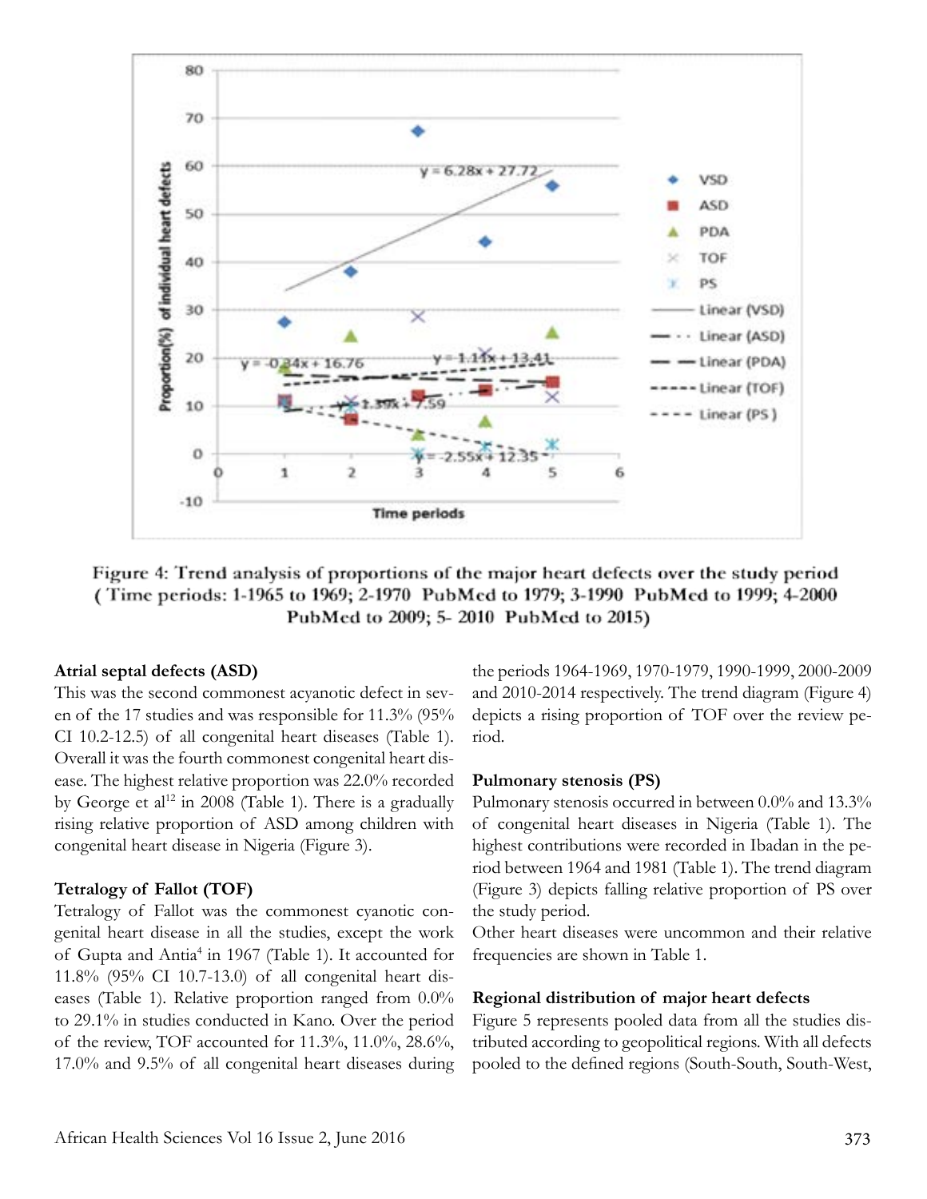Figure 4: Trend analysis of proportions of the major heart defects over the study period (Time periods: 1-1965 to 1969; 2-1970 PubMed to 1979; 3-1990 PubMed to 1999; 4-2000 PubMed to 2009; 5- 2010 PubMed to 2015)

### Atrial septal defects (ASD)

This was the second commonest acyanotic defect in seven of the 17 studies and was responsible for 11.3% (95% CI 10.2-12.5) of all congenital heart diseases (Table 1). Overall it was the fourth commonest congenital heart disease. The highest relative proportion was 22.0% recorded by George et al[12] in 2008 (Table 1). There is a gradually rising relative proportion of ASD among children with congenital heart disease in Nigeria (Figure 3).

### Tetralogy of Fallot (TOF)

Tetralogy of Fallot was the commonest cyanotic congenital heart disease in all the studies, except the work of Gupta and Antia[4] in 1967 (Table 1). It accounted for 11.8% (95% CI 10.7-13.0) of all congenital heart diseases (Table 1). Relative proportion ranged from 0.0% to 29.1% in studies conducted in Kano. Over the period of the review, TOF accounted for 11.3%, 11.0%, 28.6%, 17.0% and 9.5% of all congenital heart diseases during the periods 1964-1969, 1970-1979, 1990-1999, 2000-2009 and 2010-2014 respectively. The trend diagram (Figure 4) depicts a rising proportion of TOF over the review period.

### Pulmonary stenosis (PS)

Pulmonary stenosis occurred in between 0.0% and 13.3% of congenital heart diseases in Nigeria (Table 1). The highest contributions were recorded in Ibadan in the period between 1964 and 1981 (Table 1). The trend diagram (Figure 3) depicts falling relative proportion of PS over the study period.

Other heart diseases were uncommon and their relative frequencies are shown in Table 1.

### Regional distribution of major heart defects

Figure 5 represents pooled data from all the studies distributed according to geopolitical regions. With all defects pooled to the defined regions (South-South, South-West,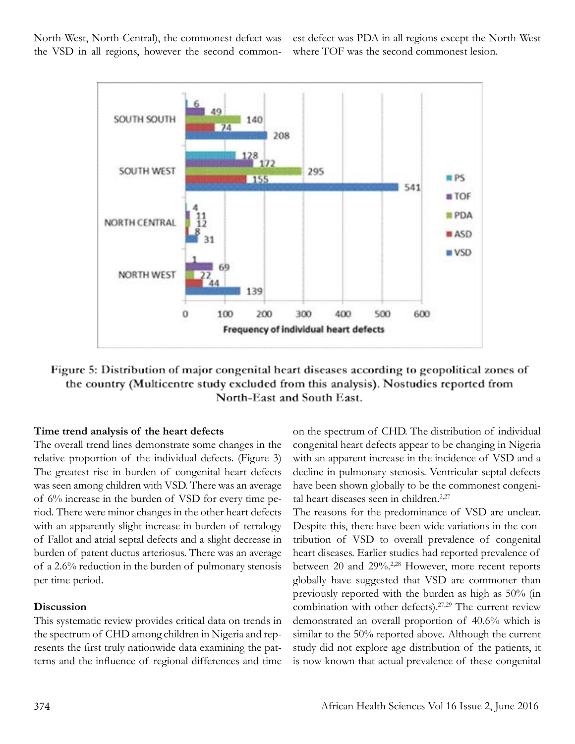North-West, North-Central), the commonest defect was the VSD in all regions, however the second commonest defect was PDA in all regions except the North-West where TOF was the second commonest lesion.

**Figure 5: Distribution of major congenital heart diseases according to geopolitical zones of the country (Multicentre study excluded from this analysis). Nostudies reported from North-East and South East.**

### Time trend analysis of the heart defects

The overall trend lines demonstrate some changes in the relative proportion of the individual defects. (Figure 3) The greatest rise in burden of congenital heart defects was seen among children with VSD. There was an average of 6% increase in the burden of VSD for every time period. There were minor changes in the other heart defects with an apparently slight increase in burden of tetralogy of Fallot and atrial septal defects and a slight decrease in burden of patent ductus arteriosus. There was an average of a 2.6% reduction in the burden of pulmonary stenosis per time period.

### Discussion

This systematic review provides critical data on trends in the spectrum of CHD among children in Nigeria and represents the first truly nationwide data examining the patterns and the influence of regional differences and time on the spectrum of CHD. The distribution of individual congenital heart defects appear to be changing in Nigeria with an apparent increase in the incidence of VSD and a decline in pulmonary stenosis. Ventricular septal defects have been shown globally to be the commonest congenital heart diseases seen in children.[2,27]

The reasons for the predominance of VSD are unclear. Despite this, there have been wide variations in the contribution of VSD to overall prevalence of congenital heart diseases. Earlier studies had reported prevalence of between 20 and 29%.[2,28] However, more recent reports globally have suggested that VSD are commoner than previously reported with the burden as high as 50% (in combination with other defects).[27,29] The current review demonstrated an overall proportion of 40.6% which is similar to the 50% reported above. Although the current study did not explore age distribution of the patients, it is now known that actual prevalence of these congenital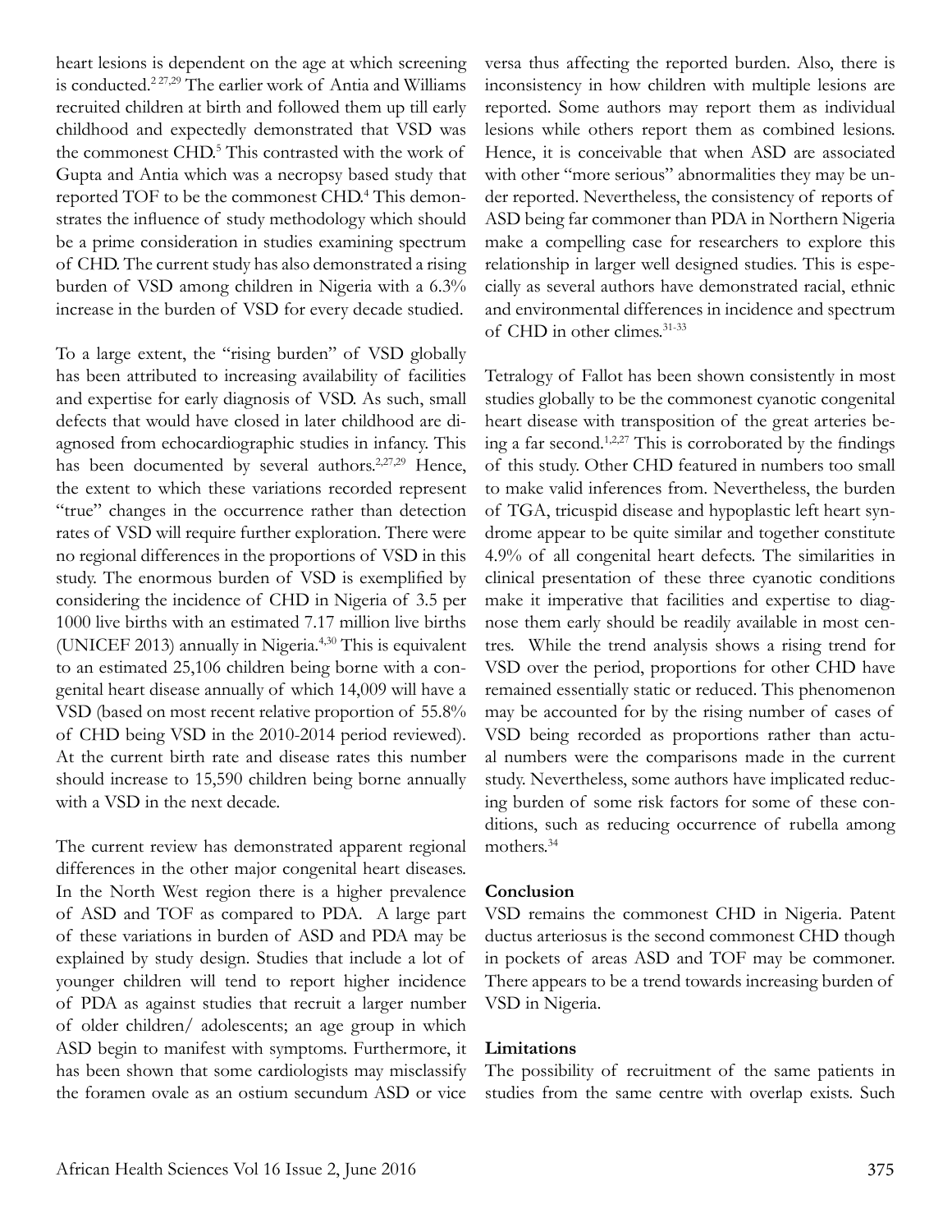heart lesions is dependent on the age at which screening is conducted.[2,27,29] The earlier work of Antia and Williams recruited children at birth and followed them up till early childhood and expectedly demonstrated that VSD was the commonest CHD.[5] This contrasted with the work of Gupta and Antia which was a necropsy based study that reported TOF to be the commonest CHD.[4] This demonstrates the influence of study methodology which should be a prime consideration in studies examining spectrum of CHD. The current study has also demonstrated a rising burden of VSD among children in Nigeria with a 6.3% increase in the burden of VSD for every decade studied.

To a large extent, the "rising burden" of VSD globally has been attributed to increasing availability of facilities and expertise for early diagnosis of VSD. As such, small defects that would have closed in later childhood are diagnosed from echocardiographic studies in infancy. This has been documented by several authors.[2,27,29] Hence, the extent to which these variations recorded represent "true" changes in the occurrence rather than detection rates of VSD will require further exploration. There were no regional differences in the proportions of VSD in this study. The enormous burden of VSD is exemplified by considering the incidence of CHD in Nigeria of 3.5 per 1000 live births with an estimated 7.17 million live births (UNICEF 2013) annually in Nigeria.[4,30] This is equivalent to an estimated 25,106 children being borne with a congenital heart disease annually of which 14,009 will have a VSD (based on most recent relative proportion of 55.8% of CHD being VSD in the 2010-2014 period reviewed). At the current birth rate and disease rates this number should increase to 15,590 children being borne annually with a VSD in the next decade.

The current review has demonstrated apparent regional differences in the other major congenital heart diseases. In the North West region there is a higher prevalence of ASD and TOF as compared to PDA. A large part of these variations in burden of ASD and PDA may be explained by study design. Studies that include a lot of younger children will tend to report higher incidence of PDA as against studies that recruit a larger number of older children/ adolescents; an age group in which ASD begin to manifest with symptoms. Furthermore, it has been shown that some cardiologists may misclassify the foramen ovale as an ostium secundum ASD or vice versa thus affecting the reported burden. Also, there is inconsistency in how children with multiple lesions are reported. Some authors may report them as individual lesions while others report them as combined lesions. Hence, it is conceivable that when ASD are associated with other "more serious" abnormalities they may be under reported. Nevertheless, the consistency of reports of ASD being far commoner than PDA in Northern Nigeria make a compelling case for researchers to explore this relationship in larger well designed studies. This is especially as several authors have demonstrated racial, ethnic and environmental differences in incidence and spectrum of CHD in other climes.[31-33]

Tetralogy of Fallot has been shown consistently in most studies globally to be the commonest cyanotic congenital heart disease with transposition of the great arteries being a far second.[1,2,27] This is corroborated by the findings of this study. Other CHD featured in numbers too small to make valid inferences from. Nevertheless, the burden of TGA, tricuspid disease and hypoplastic left heart syndrome appear to be quite similar and together constitute 4.9% of all congenital heart defects. The similarities in clinical presentation of these three cyanotic conditions make it imperative that facilities and expertise to diagnose them early should be readily available in most centres. While the trend analysis shows a rising trend for VSD over the period, proportions for other CHD have remained essentially static or reduced. This phenomenon may be accounted for by the rising number of cases of VSD being recorded as proportions rather than actual numbers were the comparisons made in the current study. Nevertheless, some authors have implicated reducing burden of some risk factors for some of these conditions, such as reducing occurrence of rubella among mothers.[34]

**Conclusion**

VSD remains the commonest CHD in Nigeria. Patent ductus arteriosus is the second commonest CHD though in pockets of areas ASD and TOF may be commoner. There appears to be a trend towards increasing burden of VSD in Nigeria.

**Limitations**

The possibility of recruitment of the same patients in studies from the same centre with overlap exists. Such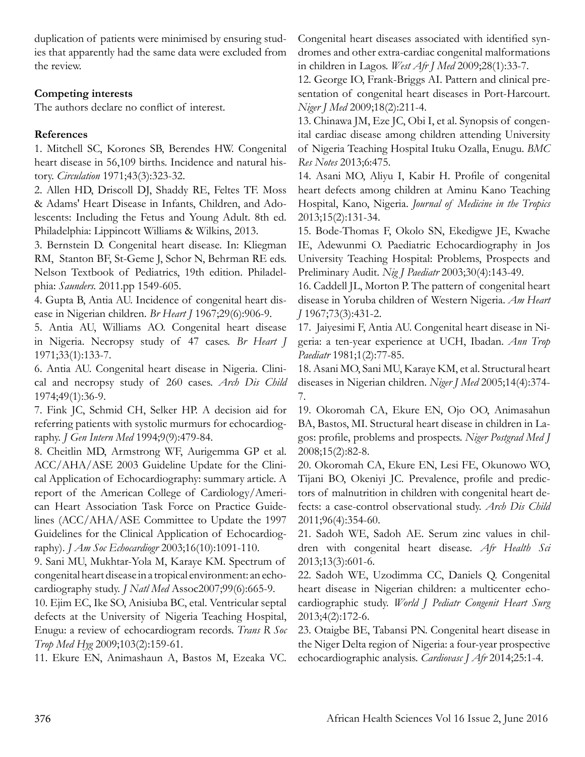duplication of patients were minimised by ensuring studies that apparently had the same data were excluded from the review.

**Competing interests**

The authors declare no conflict of interest.

**References**

1. Mitchell SC, Korones SB, Berendes HW. Congenital heart disease in 56,109 births. Incidence and natural history. *Circulation* 1971;43(3):323-32.

2. Allen HD, Driscoll DJ, Shaddy RE, Feltes TF. Moss & Adams' Heart Disease in Infants, Children, and Adolescents: Including the Fetus and Young Adult. 8th ed. Philadelphia: Lippincott Williams & Wilkins, 2013.

3. Bernstein D. Congenital heart disease. In: Kliegman RM, Stanton BF, St-Geme J, Schor N, Behrman RE eds. Nelson Textbook of Pediatrics, 19th edition. Philadelphia: *Saunders.* 2011.pp 1549-605.

4. Gupta B, Antia AU. Incidence of congenital heart disease in Nigerian children. *Br Heart J* 1967;29(6):906-9.

5. Antia AU, Williams AO. Congenital heart disease in Nigeria. Necropsy study of 47 cases. *Br Heart J* 1971;33(1):133-7.

6. Antia AU. Congenital heart disease in Nigeria. Clinical and necropsy study of 260 cases. *Arch Dis Child* 1974;49(1):36-9.

7. Fink JC, Schmid CH, Selker HP. A decision aid for referring patients with systolic murmurs for echocardiography. *J Gen Intern Med* 1994;9(9):479-84.

8. Cheitlin MD, Armstrong WF, Aurigemma GP et al. ACC/AHA/ASE 2003 Guideline Update for the Clinical Application of Echocardiography: summary article. A report of the American College of Cardiology/American Heart Association Task Force on Practice Guidelines (ACC/AHA/ASE Committee to Update the 1997 Guidelines for the Clinical Application of Echocardiography). *J Am Soc Echocardiogr* 2003;16(10):1091-110.

9. Sani MU, Mukhtar-Yola M, Karaye KM. Spectrum of congenital heart disease in a tropical environment: an echocardiography study. *J Natl Med* Assoc2007;99(6):665-9.

10. Ejim EC, Ike SO, Anisiuba BC, etal. Ventricular septal defects at the University of Nigeria Teaching Hospital, Enugu: a review of echocardiogram records. *Trans R Soc Trop Med Hyg* 2009;103(2):159-61.

11. Ekure EN, Animashaun A, Bastos M, Ezeaka VC. Congenital heart diseases associated with identified syndromes and other extra-cardiac congenital malformations in children in Lagos. *West Afr J Med* 2009;28(1):33-7.

12. George IO, Frank-Briggs AI. Pattern and clinical presentation of congenital heart diseases in Port-Harcourt. *Niger J Med* 2009;18(2):211-4.

13. Chinawa JM, Eze JC, Obi I, et al. Synopsis of congenital cardiac disease among children attending University of Nigeria Teaching Hospital Ituku Ozalla, Enugu. *BMC Res Notes* 2013;6:475.

14. Asani MO, Aliyu I, Kabir H. Profile of congenital heart defects among children at Aminu Kano Teaching Hospital, Kano, Nigeria. *Journal of Medicine in the Tropics* 2013;15(2):131-34.

15. Bode-Thomas F, Okolo SN, Ekedigwe JE, Kwache IE, Adewunmi O. Paediatric Echocardiography in Jos University Teaching Hospital: Problems, Prospects and Preliminary Audit. *Nig J Paediatr* 2003;30(4):143-49.

16. Caddell JL, Morton P. The pattern of congenital heart disease in Yoruba children of Western Nigeria. *Am Heart J* 1967;73(3):431-2.

17. Jaiyesimi F, Antia AU. Congenital heart disease in Nigeria: a ten-year experience at UCH, Ibadan. *Ann Trop Paediatr* 1981;1(2):77-85.

18. Asani MO, Sani MU, Karaye KM, et al. Structural heart diseases in Nigerian children. *Niger J Med* 2005;14(4):374-7.

19. Okoromah CA, Ekure EN, Ojo OO, Animasahun BA, Bastos, MI. Structural heart disease in children in Lagos: profile, problems and prospects. *Niger Postgrad Med J* 2008;15(2):82-8.

20. Okoromah CA, Ekure EN, Lesi FE, Okunowo WO, Tijani BO, Okeniyi JC. Prevalence, profile and predictors of malnutrition in children with congenital heart defects: a case-control observational study. *Arch Dis Child* 2011;96(4):354-60.

21. Sadoh WE, Sadoh AE. Serum zinc values in children with congenital heart disease. *Afr Health Sci* 2013;13(3):601-6.

22. Sadoh WE, Uzodimma CC, Daniels Q. Congenital heart disease in Nigerian children: a multicenter echocardiographic study. *World J Pediatr Congenit Heart Surg* 2013;4(2):172-6.

23. Otaigbe BE, Tabansi PN. Congenital heart disease in the Niger Delta region of Nigeria: a four-year prospective echocardiographic analysis. *Cardiovasc J Afr* 2014;25:1-4.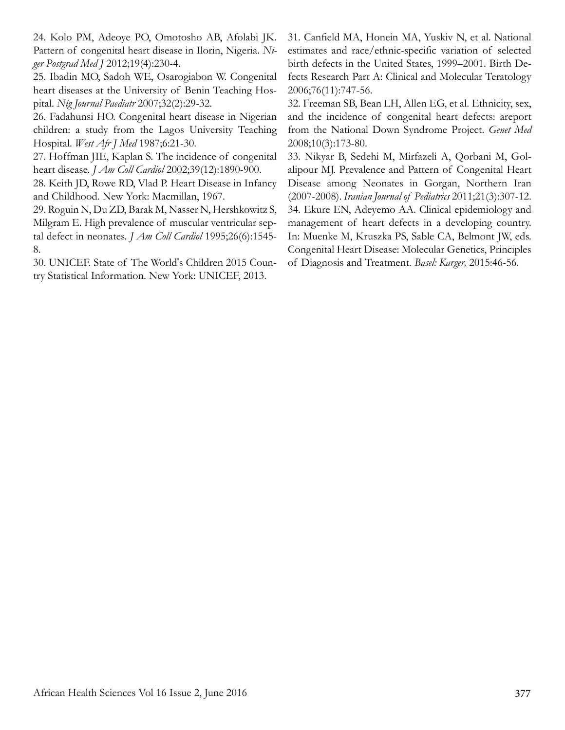24. Kolo PM, Adeoye PO, Omotosho AB, Afolabi JK. Pattern of congenital heart disease in Ilorin, Nigeria. *Niger Postgrad Med J* 2012;19(4):230-4.

25. Ibadin MO, Sadoh WE, Osarogiabon W. Congenital heart diseases at the University of Benin Teaching Hospital. *Nig Journal Paediatr* 2007;32(2):29-32.

26. Fadahunsi HO. Congenital heart disease in Nigerian children: a study from the Lagos University Teaching Hospital. *West Afr J Med* 1987;6:21-30.

27. Hoffman JIE, Kaplan S. The incidence of congenital heart disease. *J Am Coll Cardiol* 2002;39(12):1890-900.

28. Keith JD, Rowe RD, Vlad P. Heart Disease in Infancy and Childhood. New York: Macmillan, 1967.

29. Roguin N, Du ZD, Barak M, Nasser N, Hershkowitz S, Milgram E. High prevalence of muscular ventricular septal defect in neonates. *J Am Coll Cardiol* 1995;26(6):1545-8.

30. UNICEF. State of The World's Children 2015 Country Statistical Information. New York: UNICEF, 2013.

31. Canfield MA, Honein MA, Yuskiv N, et al. National estimates and race/ethnic-specific variation of selected birth defects in the United States, 1999–2001. Birth Defects Research Part A: Clinical and Molecular Teratology 2006;76(11):747-56.

32. Freeman SB, Bean LH, Allen EG, et al. Ethnicity, sex, and the incidence of congenital heart defects: areport from the National Down Syndrome Project. *Genet Med* 2008;10(3):173-80.

33. Nikyar B, Sedehi M, Mirfazeli A, Qorbani M, Golalipour MJ. Prevalence and Pattern of Congenital Heart Disease among Neonates in Gorgan, Northern Iran (2007-2008). *Iranian Journal of Pediatrics* 2011;21(3):307-12.

34. Ekure EN, Adeyemo AA. Clinical epidemiology and management of heart defects in a developing country. In: Muenke M, Kruszka PS, Sable CA, Belmont JW, eds. Congenital Heart Disease: Molecular Genetics, Principles of Diagnosis and Treatment. *Basel: Karger,* 2015:46-56.